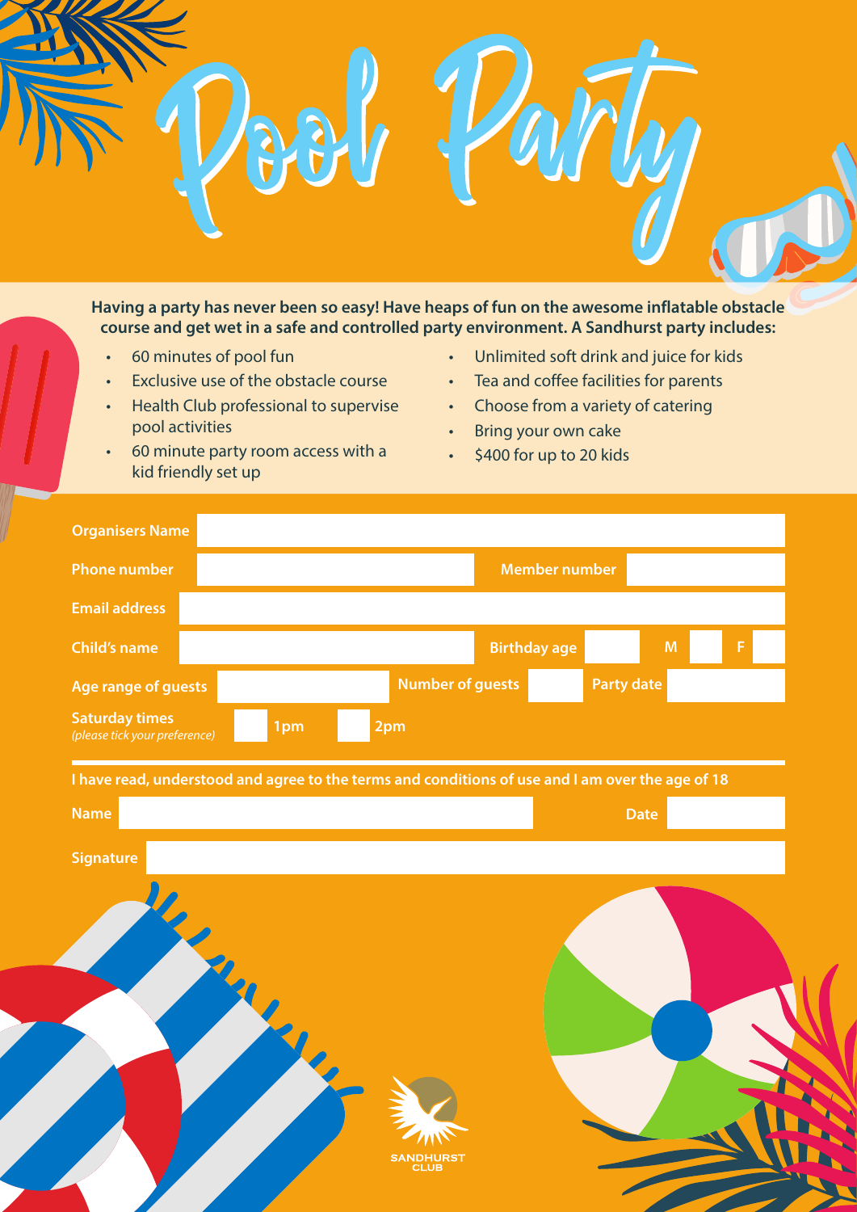# Pool Party

**Having a party has never been so easy! Have heaps of fun on the awesome inflatable obstacle course and get wet in a safe and controlled party environment. A Sandhurst party includes:**

- 60 minutes of pool fun
- Exclusive use of the obstacle course
- Health Club professional to supervise pool activities
- 60 minute party room access with a kid friendly set up
- Unlimited soft drink and juice for kids
- Tea and coffee facilities for parents
- Choose from a variety of catering
- Bring your own cake
- $400 for up to 20 kids

**Organisers Name**

**Phone number** | **Member number**

**Email address**

**Child's name** | **Birthday age** | **M** | **F**

**Age range of guests** | **Number of guests** | **Party date**

**Saturday times** *(please tick your preference)* ☐ **1pm** ☐ **2pm**

**I have read, understood and agree to the terms and conditions of use and I am over the age of 18**

**Name** | **Date**

**Signature**

SANDHURST CLUB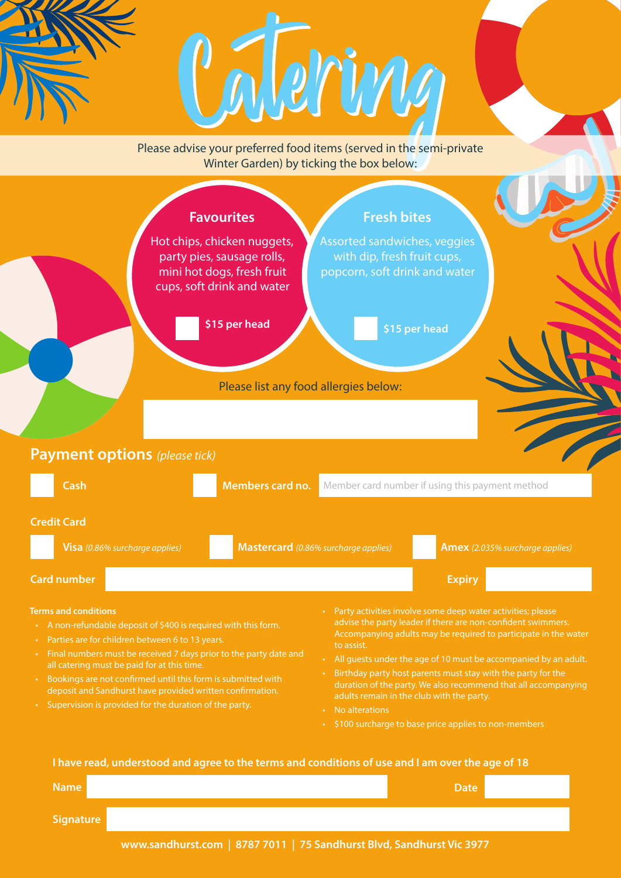# Catering

Please advise your preferred food items (served in the semi-private Winter Garden) by ticking the box below:

### Favourites

Hot chips, chicken nuggets, party pies, sausage rolls, mini hot dogs, fresh fruit cups, soft drink and water

☐ **$15 per head**

### Fresh bites

Assorted sandwiches, veggies with dip, fresh fruit cups, popcorn, soft drink and water

☐ **$15 per head**

Please list any food allergies below:

## Payment options *(please tick)*

☐ **Cash**

☐ **Members card no.** Member card number if using this payment method

**Credit Card**

☐ **Visa** *(0.86% surcharge applies)*

☐ **Mastercard** *(0.86% surcharge applies)*

☐ **Amex** *(2.035% surcharge applies)*

**Card number**

**Expiry**

**Terms and conditions**

- A non-refundable deposit of $400 is required with this form.
- Parties are for children between 6 to 13 years.
- Final numbers must be received 7 days prior to the party date and all catering must be paid for at this time.
- Bookings are not confirmed until this form is submitted with deposit and Sandhurst have provided written confirmation.
- Supervision is provided for the duration of the party.
- Party activities involve some deep water activities; please advise the party leader if there are non-confident swimmers. Accompanying adults may be required to participate in the water to assist.
- All guests under the age of 10 must be accompanied by an adult.
- Birthday party host parents must stay with the party for the duration of the party. We also recommend that all accompanying adults remain in the club with the party.
- No alterations
- $100 surcharge to base price applies to non-members

**I have read, understood and agree to the terms and conditions of use and I am over the age of 18**

**Name**

**Date**

**Signature**

**www.sandhurst.com | 8787 7011 | 75 Sandhurst Blvd, Sandhurst Vic 3977**